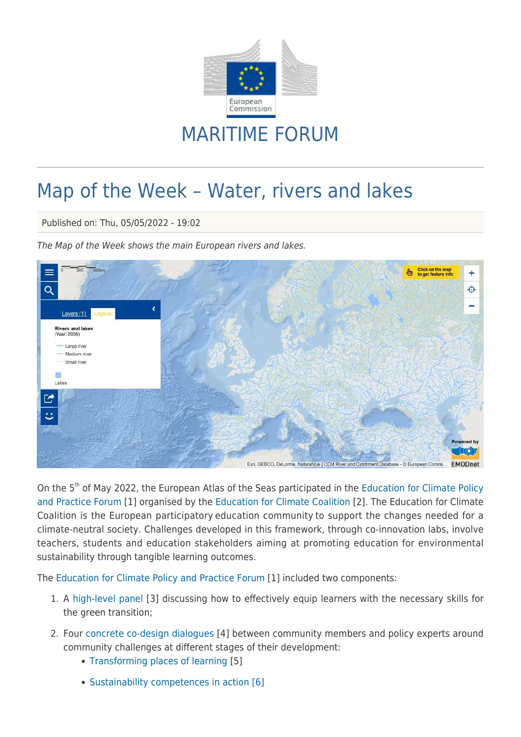# MARITIME FORUM

# Map of the Week – Water, rivers and lakes

Published on: Thu, 05/05/2022 - 19:02

*The Map of the Week shows the main European rivers and lakes.*

On the 5th of May 2022, the European Atlas of the Seas participated in the Education for Climate Policy and Practice Forum [1] organised by the Education for Climate Coalition [2]. The Education for Climate Coalition is the European participatory education community to support the changes needed for a climate-neutral society. Challenges developed in this framework, through co-innovation labs, involve teachers, students and education stakeholders aiming at promoting education for environmental sustainability through tangible learning outcomes.

The Education for Climate Policy and Practice Forum [1] included two components:

1. A high-level panel [3] discussing how to effectively equip learners with the necessary skills for the green transition;
2. Four concrete co-design dialogues [4] between community members and policy experts around community challenges at different stages of their development:
   - Transforming places of learning [5]
   - Sustainability competences in action [6]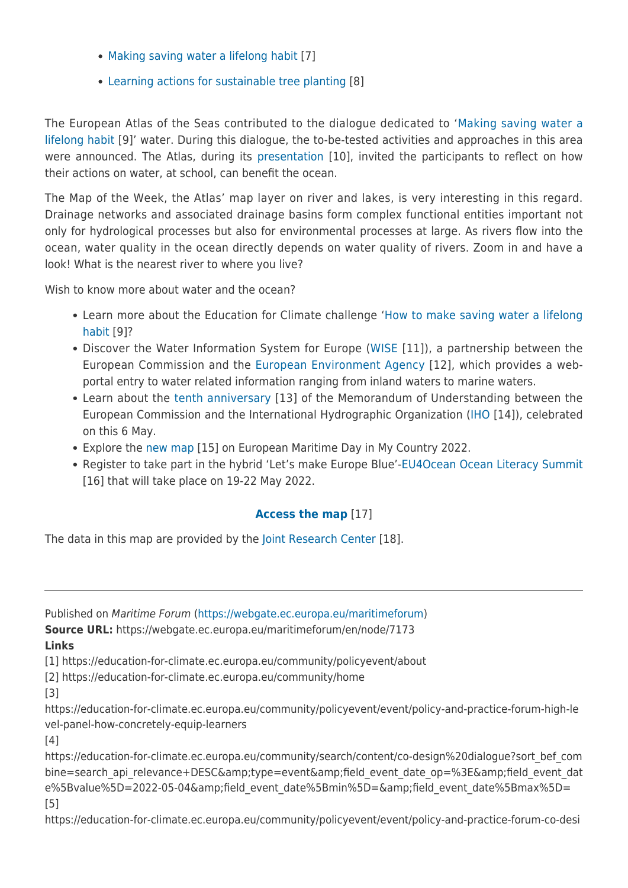- Making saving water a lifelong habit [7]
- Learning actions for sustainable tree planting [8]

The European Atlas of the Seas contributed to the dialogue dedicated to 'Making saving water a lifelong habit [9]' water. During this dialogue, the to-be-tested activities and approaches in this area were announced. The Atlas, during its presentation [10], invited the participants to reflect on how their actions on water, at school, can benefit the ocean.

The Map of the Week, the Atlas' map layer on river and lakes, is very interesting in this regard. Drainage networks and associated drainage basins form complex functional entities important not only for hydrological processes but also for environmental processes at large. As rivers flow into the ocean, water quality in the ocean directly depends on water quality of rivers. Zoom in and have a look! What is the nearest river to where you live?

Wish to know more about water and the ocean?

- Learn more about the Education for Climate challenge 'How to make saving water a lifelong habit [9]?
- Discover the Water Information System for Europe (WISE [11]), a partnership between the European Commission and the European Environment Agency [12], which provides a web-portal entry to water related information ranging from inland waters to marine waters.
- Learn about the tenth anniversary [13] of the Memorandum of Understanding between the European Commission and the International Hydrographic Organization (IHO [14]), celebrated on this 6 May.
- Explore the new map [15] on European Maritime Day in My Country 2022.
- Register to take part in the hybrid 'Let's make Europe Blue'-EU4Ocean Ocean Literacy Summit [16] that will take place on 19-22 May 2022.

**Access the map** [17]

The data in this map are provided by the Joint Research Center [18].

---

Published on *Maritime Forum* (https://webgate.ec.europa.eu/maritimeforum)

**Source URL:** https://webgate.ec.europa.eu/maritimeforum/en/node/7173

**Links**

[1] https://education-for-climate.ec.europa.eu/community/policyevent/about
[2] https://education-for-climate.ec.europa.eu/community/home
[3] https://education-for-climate.ec.europa.eu/community/policyevent/event/policy-and-practice-forum-high-level-panel-how-concretely-equip-learners
[4] https://education-for-climate.ec.europa.eu/community/search/content/co-design%20dialogue?sort_bef_combine=search_api_relevance+DESC&amp;type=event&amp;field_event_date_op=%3E&amp;field_event_date%5Bvalue%5D=2022-05-04&amp;field_event_date%5Bmin%5D=&amp;field_event_date%5Bmax%5D=
[5] https://education-for-climate.ec.europa.eu/community/policyevent/event/policy-and-practice-forum-co-desi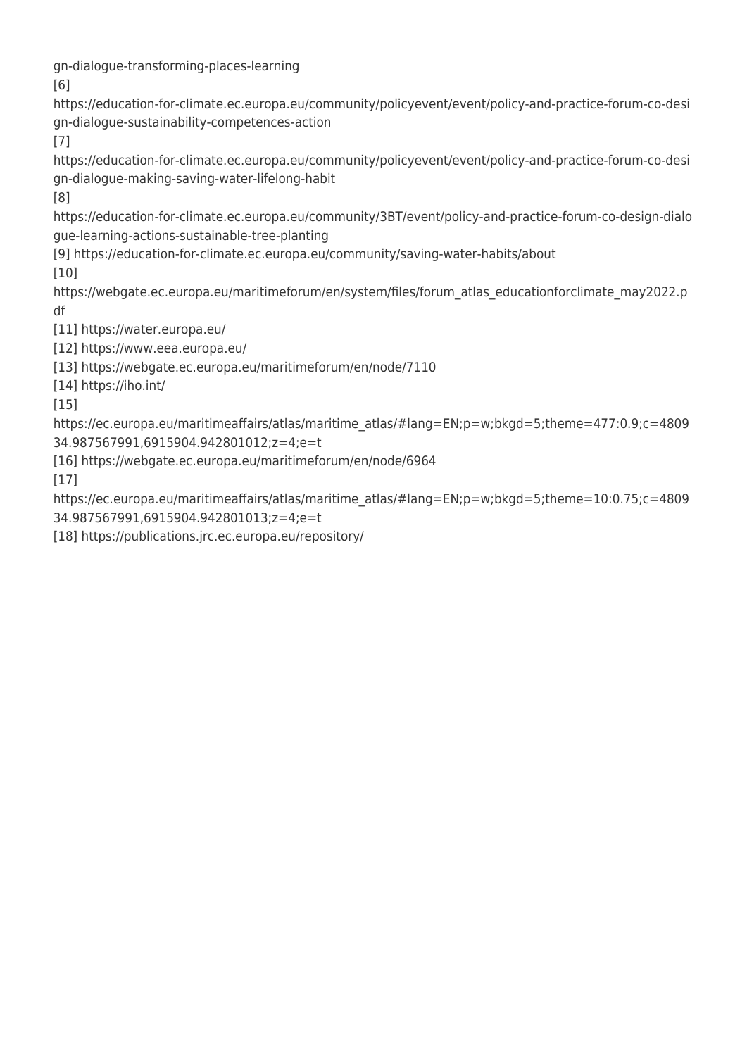gn-dialogue-transforming-places-learning

[6] https://education-for-climate.ec.europa.eu/community/policyevent/event/policy-and-practice-forum-co-design-dialogue-sustainability-competences-action

[7] https://education-for-climate.ec.europa.eu/community/policyevent/event/policy-and-practice-forum-co-design-dialogue-making-saving-water-lifelong-habit

[8] https://education-for-climate.ec.europa.eu/community/3BT/event/policy-and-practice-forum-co-design-dialogue-learning-actions-sustainable-tree-planting

[9] https://education-for-climate.ec.europa.eu/community/saving-water-habits/about

[10] https://webgate.ec.europa.eu/maritimeforum/en/system/files/forum_atlas_educationforclimate_may2022.pdf

[11] https://water.europa.eu/

[12] https://www.eea.europa.eu/

[13] https://webgate.ec.europa.eu/maritimeforum/en/node/7110

[14] https://iho.int/

[15] https://ec.europa.eu/maritimeaffairs/atlas/maritime_atlas/#lang=EN;p=w;bkgd=5;theme=477:0.9;c=480934.987567991,6915904.942801012;z=4;e=t

[16] https://webgate.ec.europa.eu/maritimeforum/en/node/6964

[17] https://ec.europa.eu/maritimeaffairs/atlas/maritime_atlas/#lang=EN;p=w;bkgd=5;theme=10:0.75;c=480934.987567991,6915904.942801013;z=4;e=t

[18] https://publications.jrc.ec.europa.eu/repository/